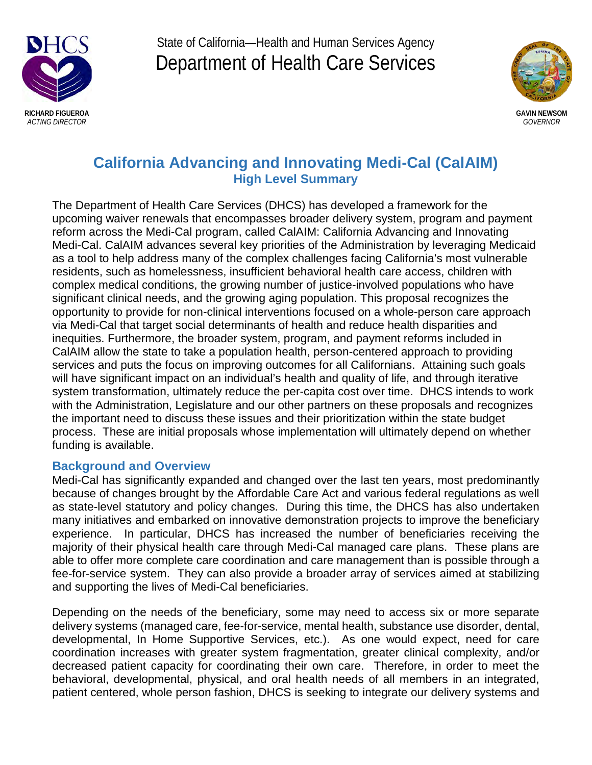RICHARD FIGUEROA
*ACTING DIRECTOR*

State of California—Health and Human Services Agency
Department of Health Care Services

GAVIN NEWSOM
*GOVERNOR*

# California Advancing and Innovating Medi-Cal (CalAIM)

## High Level Summary

The Department of Health Care Services (DHCS) has developed a framework for the upcoming waiver renewals that encompasses broader delivery system, program and payment reform across the Medi-Cal program, called CalAIM: California Advancing and Innovating Medi-Cal. CalAIM advances several key priorities of the Administration by leveraging Medicaid as a tool to help address many of the complex challenges facing California's most vulnerable residents, such as homelessness, insufficient behavioral health care access, children with complex medical conditions, the growing number of justice-involved populations who have significant clinical needs, and the growing aging population. This proposal recognizes the opportunity to provide for non-clinical interventions focused on a whole-person care approach via Medi-Cal that target social determinants of health and reduce health disparities and inequities. Furthermore, the broader system, program, and payment reforms included in CalAIM allow the state to take a population health, person-centered approach to providing services and puts the focus on improving outcomes for all Californians. Attaining such goals will have significant impact on an individual's health and quality of life, and through iterative system transformation, ultimately reduce the per-capita cost over time. DHCS intends to work with the Administration, Legislature and our other partners on these proposals and recognizes the important need to discuss these issues and their prioritization within the state budget process. These are initial proposals whose implementation will ultimately depend on whether funding is available.

### Background and Overview

Medi-Cal has significantly expanded and changed over the last ten years, most predominantly because of changes brought by the Affordable Care Act and various federal regulations as well as state-level statutory and policy changes. During this time, the DHCS has also undertaken many initiatives and embarked on innovative demonstration projects to improve the beneficiary experience. In particular, DHCS has increased the number of beneficiaries receiving the majority of their physical health care through Medi-Cal managed care plans. These plans are able to offer more complete care coordination and care management than is possible through a fee-for-service system. They can also provide a broader array of services aimed at stabilizing and supporting the lives of Medi-Cal beneficiaries.

Depending on the needs of the beneficiary, some may need to access six or more separate delivery systems (managed care, fee-for-service, mental health, substance use disorder, dental, developmental, In Home Supportive Services, etc.). As one would expect, need for care coordination increases with greater system fragmentation, greater clinical complexity, and/or decreased patient capacity for coordinating their own care. Therefore, in order to meet the behavioral, developmental, physical, and oral health needs of all members in an integrated, patient centered, whole person fashion, DHCS is seeking to integrate our delivery systems and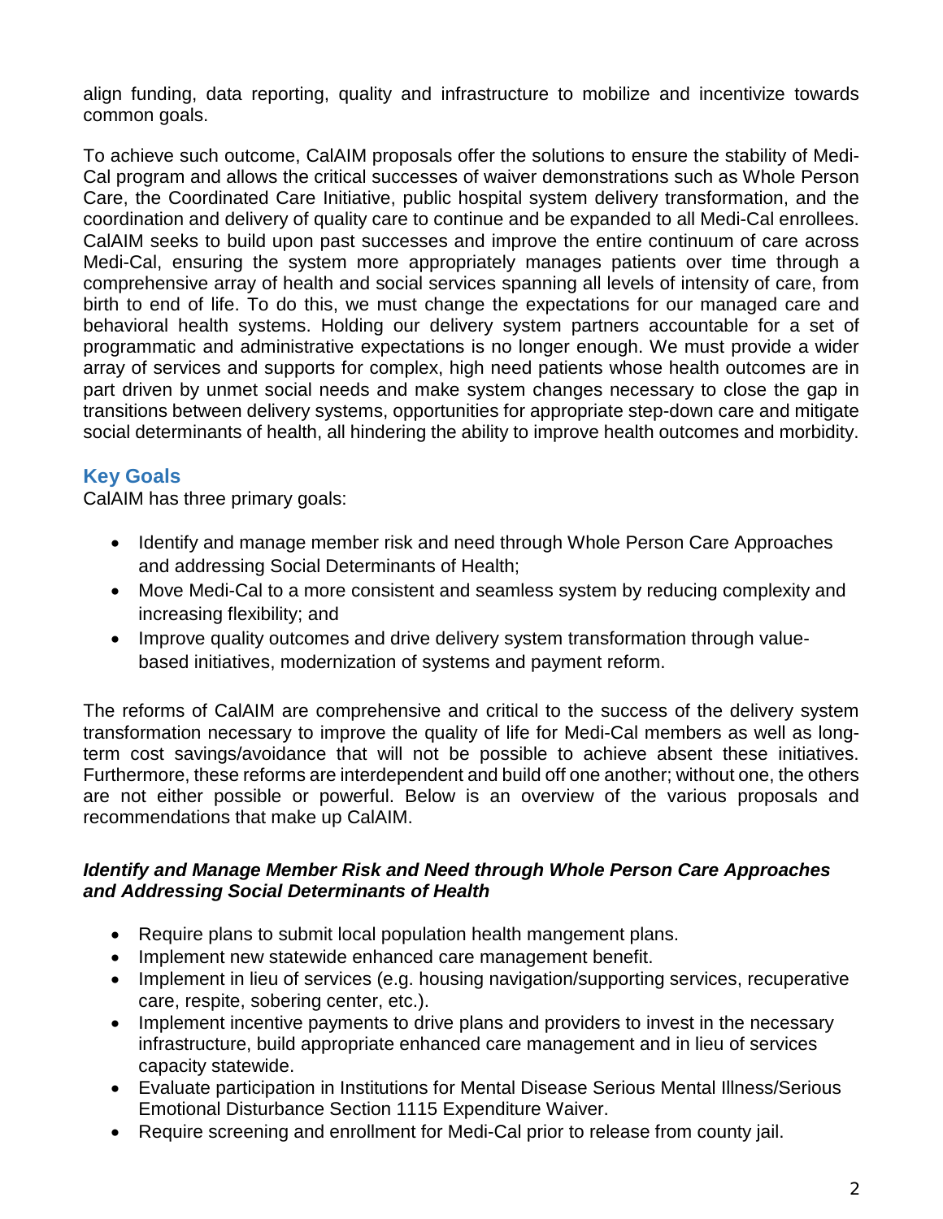align funding, data reporting, quality and infrastructure to mobilize and incentivize towards common goals.

To achieve such outcome, CalAIM proposals offer the solutions to ensure the stability of Medi-Cal program and allows the critical successes of waiver demonstrations such as Whole Person Care, the Coordinated Care Initiative, public hospital system delivery transformation, and the coordination and delivery of quality care to continue and be expanded to all Medi-Cal enrollees. CalAIM seeks to build upon past successes and improve the entire continuum of care across Medi-Cal, ensuring the system more appropriately manages patients over time through a comprehensive array of health and social services spanning all levels of intensity of care, from birth to end of life. To do this, we must change the expectations for our managed care and behavioral health systems. Holding our delivery system partners accountable for a set of programmatic and administrative expectations is no longer enough. We must provide a wider array of services and supports for complex, high need patients whose health outcomes are in part driven by unmet social needs and make system changes necessary to close the gap in transitions between delivery systems, opportunities for appropriate step-down care and mitigate social determinants of health, all hindering the ability to improve health outcomes and morbidity.

## Key Goals

CalAIM has three primary goals:

- Identify and manage member risk and need through Whole Person Care Approaches and addressing Social Determinants of Health;
- Move Medi-Cal to a more consistent and seamless system by reducing complexity and increasing flexibility; and
- Improve quality outcomes and drive delivery system transformation through value-based initiatives, modernization of systems and payment reform.

The reforms of CalAIM are comprehensive and critical to the success of the delivery system transformation necessary to improve the quality of life for Medi-Cal members as well as long-term cost savings/avoidance that will not be possible to achieve absent these initiatives. Furthermore, these reforms are interdependent and build off one another; without one, the others are not either possible or powerful. Below is an overview of the various proposals and recommendations that make up CalAIM.

### *Identify and Manage Member Risk and Need through Whole Person Care Approaches and Addressing Social Determinants of Health*

- Require plans to submit local population health mangement plans.
- Implement new statewide enhanced care management benefit.
- Implement in lieu of services (e.g. housing navigation/supporting services, recuperative care, respite, sobering center, etc.).
- Implement incentive payments to drive plans and providers to invest in the necessary infrastructure, build appropriate enhanced care management and in lieu of services capacity statewide.
- Evaluate participation in Institutions for Mental Disease Serious Mental Illness/Serious Emotional Disturbance Section 1115 Expenditure Waiver.
- Require screening and enrollment for Medi-Cal prior to release from county jail.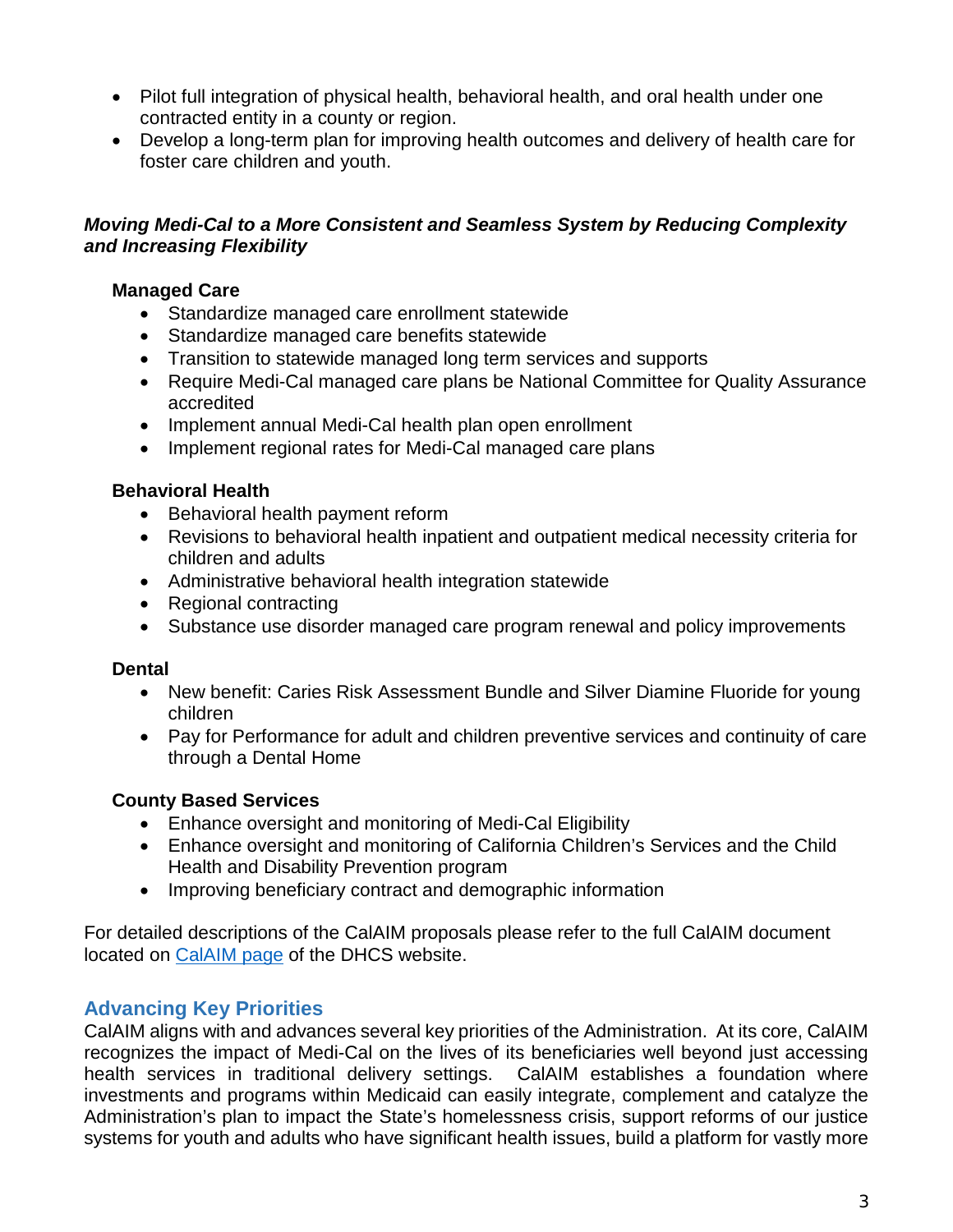- Pilot full integration of physical health, behavioral health, and oral health under one contracted entity in a county or region.
- Develop a long-term plan for improving health outcomes and delivery of health care for foster care children and youth.

***Moving Medi-Cal to a More Consistent and Seamless System by Reducing Complexity and Increasing Flexibility***

**Managed Care**

- Standardize managed care enrollment statewide
- Standardize managed care benefits statewide
- Transition to statewide managed long term services and supports
- Require Medi-Cal managed care plans be National Committee for Quality Assurance accredited
- Implement annual Medi-Cal health plan open enrollment
- Implement regional rates for Medi-Cal managed care plans

**Behavioral Health**

- Behavioral health payment reform
- Revisions to behavioral health inpatient and outpatient medical necessity criteria for children and adults
- Administrative behavioral health integration statewide
- Regional contracting
- Substance use disorder managed care program renewal and policy improvements

**Dental**

- New benefit: Caries Risk Assessment Bundle and Silver Diamine Fluoride for young children
- Pay for Performance for adult and children preventive services and continuity of care through a Dental Home

**County Based Services**

- Enhance oversight and monitoring of Medi-Cal Eligibility
- Enhance oversight and monitoring of California Children's Services and the Child Health and Disability Prevention program
- Improving beneficiary contract and demographic information

For detailed descriptions of the CalAIM proposals please refer to the full CalAIM document located on CalAIM page of the DHCS website.

## Advancing Key Priorities

CalAIM aligns with and advances several key priorities of the Administration. At its core, CalAIM recognizes the impact of Medi-Cal on the lives of its beneficiaries well beyond just accessing health services in traditional delivery settings. CalAIM establishes a foundation where investments and programs within Medicaid can easily integrate, complement and catalyze the Administration's plan to impact the State's homelessness crisis, support reforms of our justice systems for youth and adults who have significant health issues, build a platform for vastly more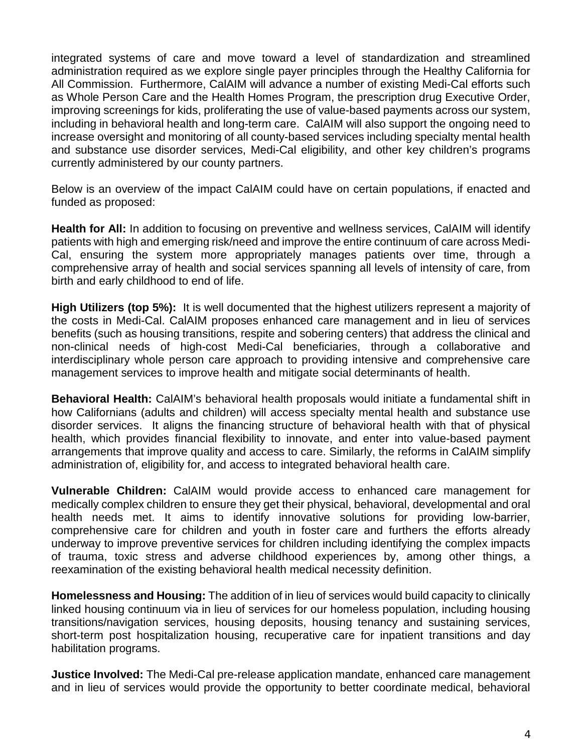integrated systems of care and move toward a level of standardization and streamlined administration required as we explore single payer principles through the Healthy California for All Commission. Furthermore, CalAIM will advance a number of existing Medi-Cal efforts such as Whole Person Care and the Health Homes Program, the prescription drug Executive Order, improving screenings for kids, proliferating the use of value-based payments across our system, including in behavioral health and long-term care. CalAIM will also support the ongoing need to increase oversight and monitoring of all county-based services including specialty mental health and substance use disorder services, Medi-Cal eligibility, and other key children's programs currently administered by our county partners.

Below is an overview of the impact CalAIM could have on certain populations, if enacted and funded as proposed:

**Health for All:** In addition to focusing on preventive and wellness services, CalAIM will identify patients with high and emerging risk/need and improve the entire continuum of care across Medi-Cal, ensuring the system more appropriately manages patients over time, through a comprehensive array of health and social services spanning all levels of intensity of care, from birth and early childhood to end of life.

**High Utilizers (top 5%):** It is well documented that the highest utilizers represent a majority of the costs in Medi-Cal. CalAIM proposes enhanced care management and in lieu of services benefits (such as housing transitions, respite and sobering centers) that address the clinical and non-clinical needs of high-cost Medi-Cal beneficiaries, through a collaborative and interdisciplinary whole person care approach to providing intensive and comprehensive care management services to improve health and mitigate social determinants of health.

**Behavioral Health:** CalAIM's behavioral health proposals would initiate a fundamental shift in how Californians (adults and children) will access specialty mental health and substance use disorder services. It aligns the financing structure of behavioral health with that of physical health, which provides financial flexibility to innovate, and enter into value-based payment arrangements that improve quality and access to care. Similarly, the reforms in CalAIM simplify administration of, eligibility for, and access to integrated behavioral health care.

**Vulnerable Children:** CalAIM would provide access to enhanced care management for medically complex children to ensure they get their physical, behavioral, developmental and oral health needs met. It aims to identify innovative solutions for providing low-barrier, comprehensive care for children and youth in foster care and furthers the efforts already underway to improve preventive services for children including identifying the complex impacts of trauma, toxic stress and adverse childhood experiences by, among other things, a reexamination of the existing behavioral health medical necessity definition.

**Homelessness and Housing:** The addition of in lieu of services would build capacity to clinically linked housing continuum via in lieu of services for our homeless population, including housing transitions/navigation services, housing deposits, housing tenancy and sustaining services, short-term post hospitalization housing, recuperative care for inpatient transitions and day habilitation programs.

**Justice Involved:** The Medi-Cal pre-release application mandate, enhanced care management and in lieu of services would provide the opportunity to better coordinate medical, behavioral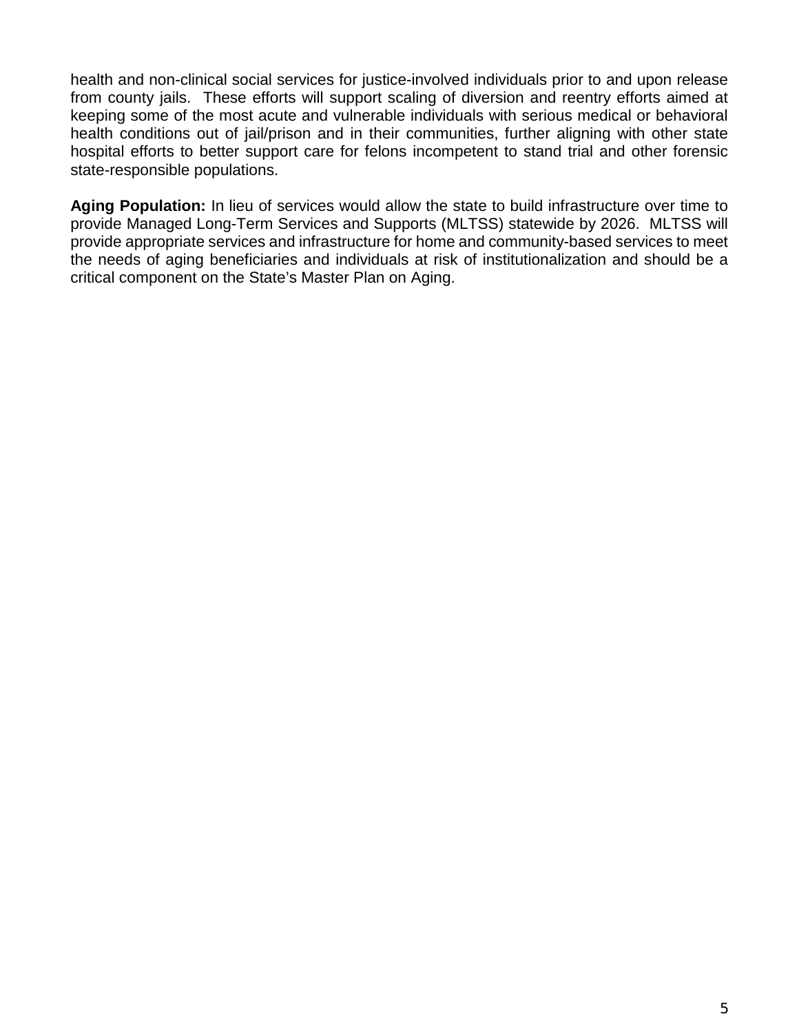health and non-clinical social services for justice-involved individuals prior to and upon release from county jails. These efforts will support scaling of diversion and reentry efforts aimed at keeping some of the most acute and vulnerable individuals with serious medical or behavioral health conditions out of jail/prison and in their communities, further aligning with other state hospital efforts to better support care for felons incompetent to stand trial and other forensic state-responsible populations.

**Aging Population:** In lieu of services would allow the state to build infrastructure over time to provide Managed Long-Term Services and Supports (MLTSS) statewide by 2026. MLTSS will provide appropriate services and infrastructure for home and community-based services to meet the needs of aging beneficiaries and individuals at risk of institutionalization and should be a critical component on the State's Master Plan on Aging.